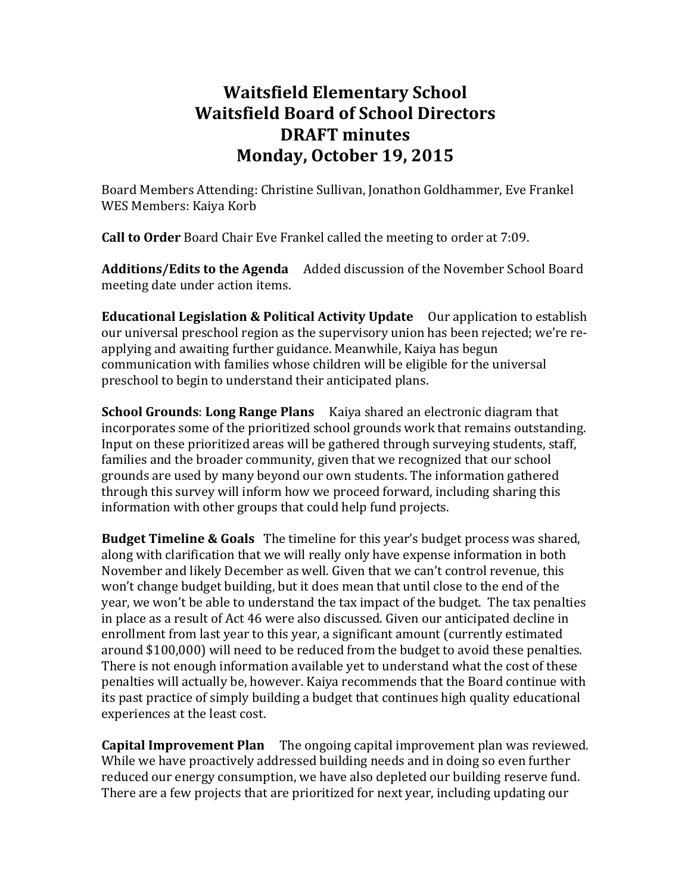# Waitsfield Elementary School
# Waitsfield Board of School Directors
# DRAFT minutes
# Monday, October 19, 2015

Board Members Attending: Christine Sullivan, Jonathon Goldhammer, Eve Frankel
WES Members: Kaiya Korb

**Call to Order** Board Chair Eve Frankel called the meeting to order at 7:09.

**Additions/Edits to the Agenda** Added discussion of the November School Board meeting date under action items.

**Educational Legislation & Political Activity Update** Our application to establish our universal preschool region as the supervisory union has been rejected; we're re-applying and awaiting further guidance. Meanwhile, Kaiya has begun communication with families whose children will be eligible for the universal preschool to begin to understand their anticipated plans.

**School Grounds**: **Long Range Plans** Kaiya shared an electronic diagram that incorporates some of the prioritized school grounds work that remains outstanding. Input on these prioritized areas will be gathered through surveying students, staff, families and the broader community, given that we recognized that our school grounds are used by many beyond our own students. The information gathered through this survey will inform how we proceed forward, including sharing this information with other groups that could help fund projects.

**Budget Timeline & Goals** The timeline for this year's budget process was shared, along with clarification that we will really only have expense information in both November and likely December as well. Given that we can't control revenue, this won't change budget building, but it does mean that until close to the end of the year, we won't be able to understand the tax impact of the budget. The tax penalties in place as a result of Act 46 were also discussed. Given our anticipated decline in enrollment from last year to this year, a significant amount (currently estimated around $100,000) will need to be reduced from the budget to avoid these penalties. There is not enough information available yet to understand what the cost of these penalties will actually be, however. Kaiya recommends that the Board continue with its past practice of simply building a budget that continues high quality educational experiences at the least cost.

**Capital Improvement Plan** The ongoing capital improvement plan was reviewed. While we have proactively addressed building needs and in doing so even further reduced our energy consumption, we have also depleted our building reserve fund. There are a few projects that are prioritized for next year, including updating our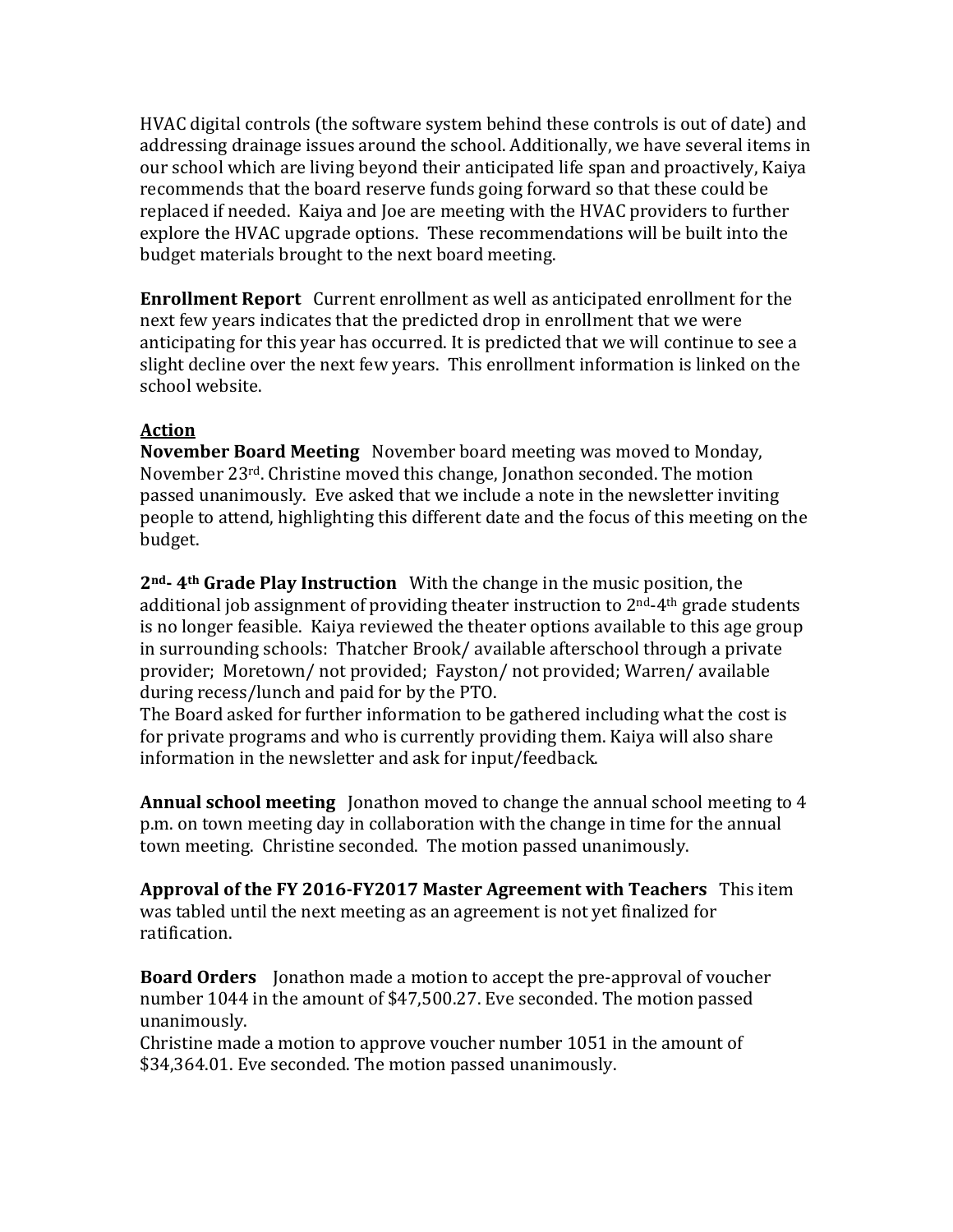HVAC digital controls (the software system behind these controls is out of date) and addressing drainage issues around the school. Additionally, we have several items in our school which are living beyond their anticipated life span and proactively, Kaiya recommends that the board reserve funds going forward so that these could be replaced if needed. Kaiya and Joe are meeting with the HVAC providers to further explore the HVAC upgrade options. These recommendations will be built into the budget materials brought to the next board meeting.

**Enrollment Report** Current enrollment as well as anticipated enrollment for the next few years indicates that the predicted drop in enrollment that we were anticipating for this year has occurred. It is predicted that we will continue to see a slight decline over the next few years. This enrollment information is linked on the school website.

**Action**

**November Board Meeting** November board meeting was moved to Monday, November 23rd. Christine moved this change, Jonathon seconded. The motion passed unanimously. Eve asked that we include a note in the newsletter inviting people to attend, highlighting this different date and the focus of this meeting on the budget.

**2nd- 4th Grade Play Instruction** With the change in the music position, the additional job assignment of providing theater instruction to 2nd-4th grade students is no longer feasible. Kaiya reviewed the theater options available to this age group in surrounding schools: Thatcher Brook/ available afterschool through a private provider; Moretown/ not provided; Fayston/ not provided; Warren/ available during recess/lunch and paid for by the PTO.

The Board asked for further information to be gathered including what the cost is for private programs and who is currently providing them. Kaiya will also share information in the newsletter and ask for input/feedback.

**Annual school meeting** Jonathon moved to change the annual school meeting to 4 p.m. on town meeting day in collaboration with the change in time for the annual town meeting. Christine seconded. The motion passed unanimously.

**Approval of the FY 2016-FY2017 Master Agreement with Teachers** This item was tabled until the next meeting as an agreement is not yet finalized for ratification.

**Board Orders** Jonathon made a motion to accept the pre-approval of voucher number 1044 in the amount of $47,500.27. Eve seconded. The motion passed unanimously.

Christine made a motion to approve voucher number 1051 in the amount of $34,364.01. Eve seconded. The motion passed unanimously.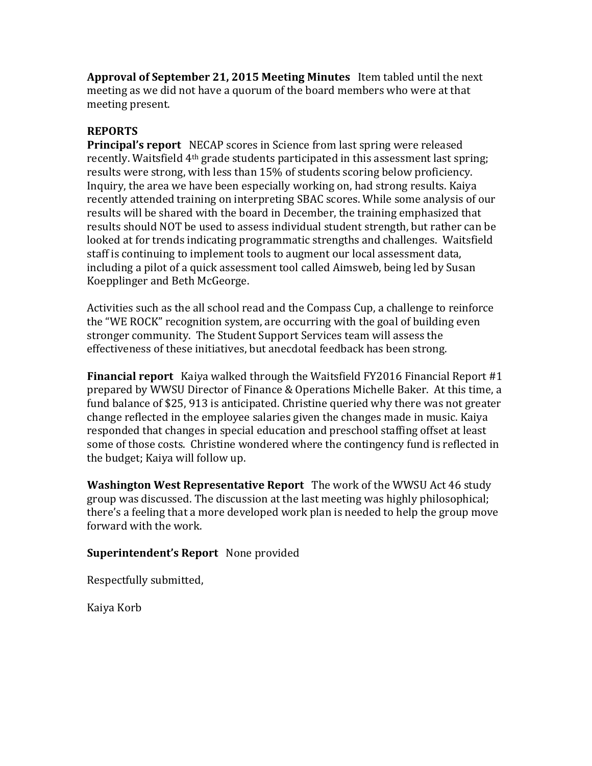**Approval of September 21, 2015 Meeting Minutes** Item tabled until the next meeting as we did not have a quorum of the board members who were at that meeting present.

**REPORTS**

**Principal's report** NECAP scores in Science from last spring were released recently. Waitsfield 4th grade students participated in this assessment last spring; results were strong, with less than 15% of students scoring below proficiency. Inquiry, the area we have been especially working on, had strong results. Kaiya recently attended training on interpreting SBAC scores. While some analysis of our results will be shared with the board in December, the training emphasized that results should NOT be used to assess individual student strength, but rather can be looked at for trends indicating programmatic strengths and challenges. Waitsfield staff is continuing to implement tools to augment our local assessment data, including a pilot of a quick assessment tool called Aimsweb, being led by Susan Koepplinger and Beth McGeorge.

Activities such as the all school read and the Compass Cup, a challenge to reinforce the "WE ROCK" recognition system, are occurring with the goal of building even stronger community. The Student Support Services team will assess the effectiveness of these initiatives, but anecdotal feedback has been strong.

**Financial report** Kaiya walked through the Waitsfield FY2016 Financial Report #1 prepared by WWSU Director of Finance & Operations Michelle Baker. At this time, a fund balance of $25, 913 is anticipated. Christine queried why there was not greater change reflected in the employee salaries given the changes made in music. Kaiya responded that changes in special education and preschool staffing offset at least some of those costs. Christine wondered where the contingency fund is reflected in the budget; Kaiya will follow up.

**Washington West Representative Report** The work of the WWSU Act 46 study group was discussed. The discussion at the last meeting was highly philosophical; there's a feeling that a more developed work plan is needed to help the group move forward with the work.

**Superintendent's Report** None provided

Respectfully submitted,

Kaiya Korb